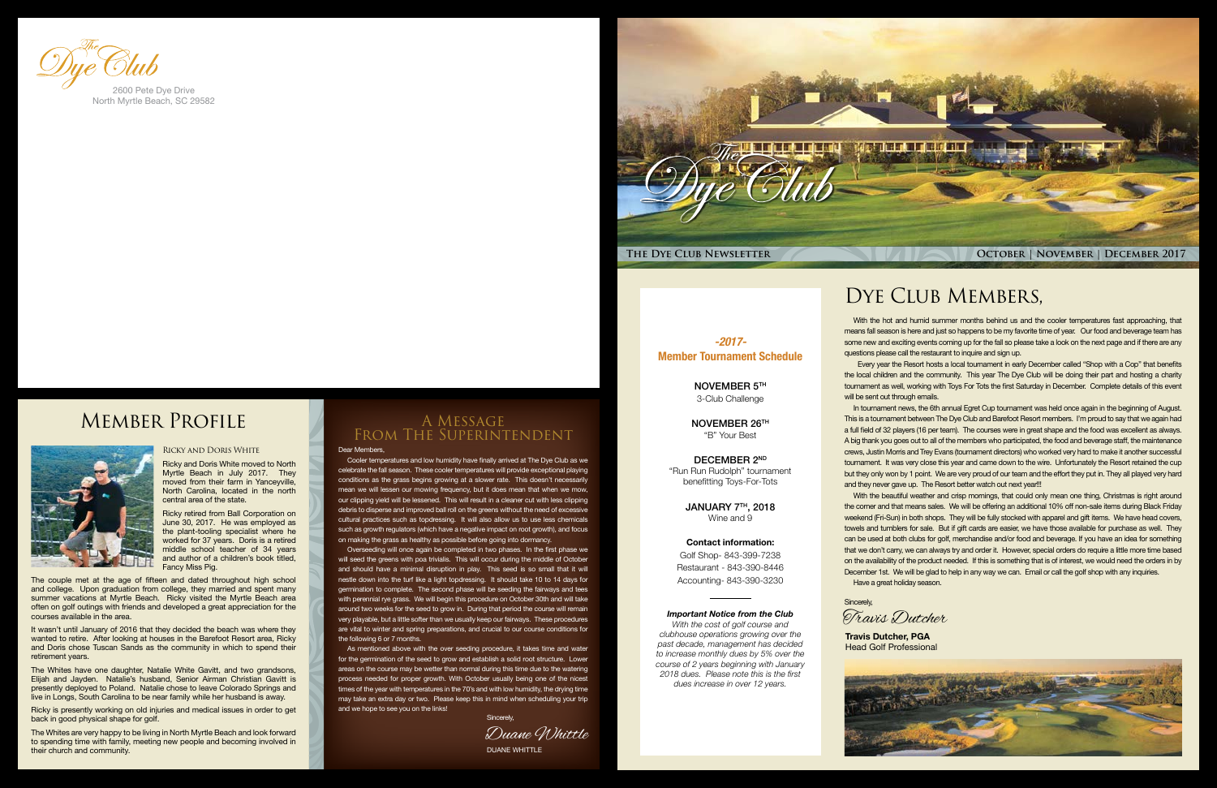The Dye Club
2600 Pete Dye Drive
North Myrtle Beach, SC 29582

# Member Profile

### Ricky and Doris White

Ricky and Doris White moved to North Myrtle Beach in July 2017. They moved from their farm in Yanceyville, North Carolina, located in the north central area of the state.

Ricky retired from Ball Corporation on June 30, 2017. He was employed as the plant-tooling specialist where he worked for 37 years. Doris is a retired middle school teacher of 34 years and author of a children's book titled, Fancy Miss Pig.

The couple met at the age of fifteen and dated throughout high school and college. Upon graduation from college, they married and spent many summer vacations at Myrtle Beach. Ricky visited the Myrtle Beach area often on golf outings with friends and developed a great appreciation for the courses available in the area.

It wasn't until January of 2016 that they decided the beach was where they wanted to retire. After looking at houses in the Barefoot Resort area, Ricky and Doris chose Tuscan Sands as the community in which to spend their retirement years.

The Whites have one daughter, Natalie White Gavitt, and two grandsons, Elijah and Jayden. Natalie's husband, Senior Airman Christian Gavitt is presently deployed to Poland. Natalie chose to leave Colorado Springs and live in Longs, South Carolina to be near family while her husband is away.

Ricky is presently working on old injuries and medical issues in order to get back in good physical shape for golf.

The Whites are very happy to be living in North Myrtle Beach and look forward to spending time with family, meeting new people and becoming involved in their church and community.

# A Message From the Superintendent

Dear Members,

Cooler temperatures and low humidity have finally arrived at The Dye Club as we celebrate the fall season. These cooler temperatures will provide exceptional playing conditions as the grass begins growing at a slower rate. This doesn't necessarily mean we will lessen our mowing frequency, but it does mean that when we mow, our clipping yield will be lessened. This will result in a cleaner cut with less clipping debris to disperse and improved ball roll on the greens without the need of excessive cultural practices such as topdressing. It will also allow us to use less chemicals such as growth regulators (which have a negative impact on root growth), and focus on making the grass as healthy as possible before going into dormancy.

Overseeding will once again be completed in two phases. In the first phase we will seed the greens with poa trivialis. This will occur during the middle of October and should have a minimal disruption in play. This seed is so small that it will nestle down into the turf like a light topdressing. It should take 10 to 14 days for germination to complete. The second phase will be seeding the fairways and tees with perennial rye grass. We will begin this procedure on October 30th and will take around two weeks for the seed to grow in. During that period the course will remain very playable, but a little softer than we usually keep our fairways. These procedures are vital to winter and spring preparations, and crucial to our course conditions for the following 6 or 7 months.

As mentioned above with the over seeding procedure, it takes time and water for the germination of the seed to grow and establish a solid root structure. Lower areas on the course may be wetter than normal during this time due to the watering process needed for proper growth. With October usually being one of the nicest times of the year with temperatures in the 70's and with low humidity, the drying time may take an extra day or two. Please keep this in mind when scheduling your trip and we hope to see you on the links!

Sincerely,

*Duane Whittle*

DUANE WHITTLE

The Dye Club

The Dye Club Newsletter — October | November | December 2017

## -2017- Member Tournament Schedule

**NOVEMBER 5TH**
3-Club Challenge

**NOVEMBER 26TH**
"B" Your Best

**DECEMBER 2ND**
"Run Run Rudolph" tournament benefitting Toys-For-Tots

**JANUARY 7TH, 2018**
Wine and 9

**Contact information:**
Golf Shop- 843-399-7238
Restaurant - 843-390-8446
Accounting- 843-390-3230

***Important Notice from the Club***
*With the cost of golf course and clubhouse operations growing over the past decade, management has decided to increase monthly dues by 5% over the course of 2 years beginning with January 2018 dues. Please note this is the first dues increase in over 12 years.*

# Dye Club Members,

With the hot and humid summer months behind us and the cooler temperatures fast approaching, that means fall season is here and just so happens to be my favorite time of year. Our food and beverage team has some new and exciting events coming up for the fall so please take a look on the next page and if there are any questions please call the restaurant to inquire and sign up.

Every year the Resort hosts a local tournament in early December called "Shop with a Cop" that benefits the local children and the community. This year The Dye Club will be doing their part and hosting a charity tournament as well, working with Toys For Tots the first Saturday in December. Complete details of this event will be sent out through emails.

In tournament news, the 6th annual Egret Cup tournament was held once again in the beginning of August. This is a tournament between The Dye Club and Barefoot Resort members. I'm proud to say that we again had a full field of 32 players (16 per team). The courses were in great shape and the food was excellent as always. A big thank you goes out to all of the members who participated, the food and beverage staff, the maintenance crews, Justin Morris and Trey Evans (tournament directors) who worked very hard to make it another successful tournament. It was very close this year and came down to the wire. Unfortunately the Resort retained the cup but they only won by 1 point. We are very proud of our team and the effort they put in. They all played very hard and they never gave up. The Resort better watch out next year!!!

With the beautiful weather and crisp mornings, that could only mean one thing, Christmas is right around the corner and that means sales. We will be offering an additional 10% off non-sale items during Black Friday weekend (Fri-Sun) in both shops. They will be fully stocked with apparel and gift items. We have head covers, towels and tumblers for sale. But if gift cards are easier, we have those available for purchase as well. They can be used at both clubs for golf, merchandise and/or food and beverage. If you have an idea for something that we don't carry, we can always try and order it. However, special orders do require a little more time based on the availability of the product needed. If this is something that is of interest, we would need the orders in by December 1st. We will be glad to help in any way we can. Email or call the golf shop with any inquiries.

Have a great holiday season.

Sincerely,

*Travis Dutcher*

**Travis Dutcher, PGA**
Head Golf Professional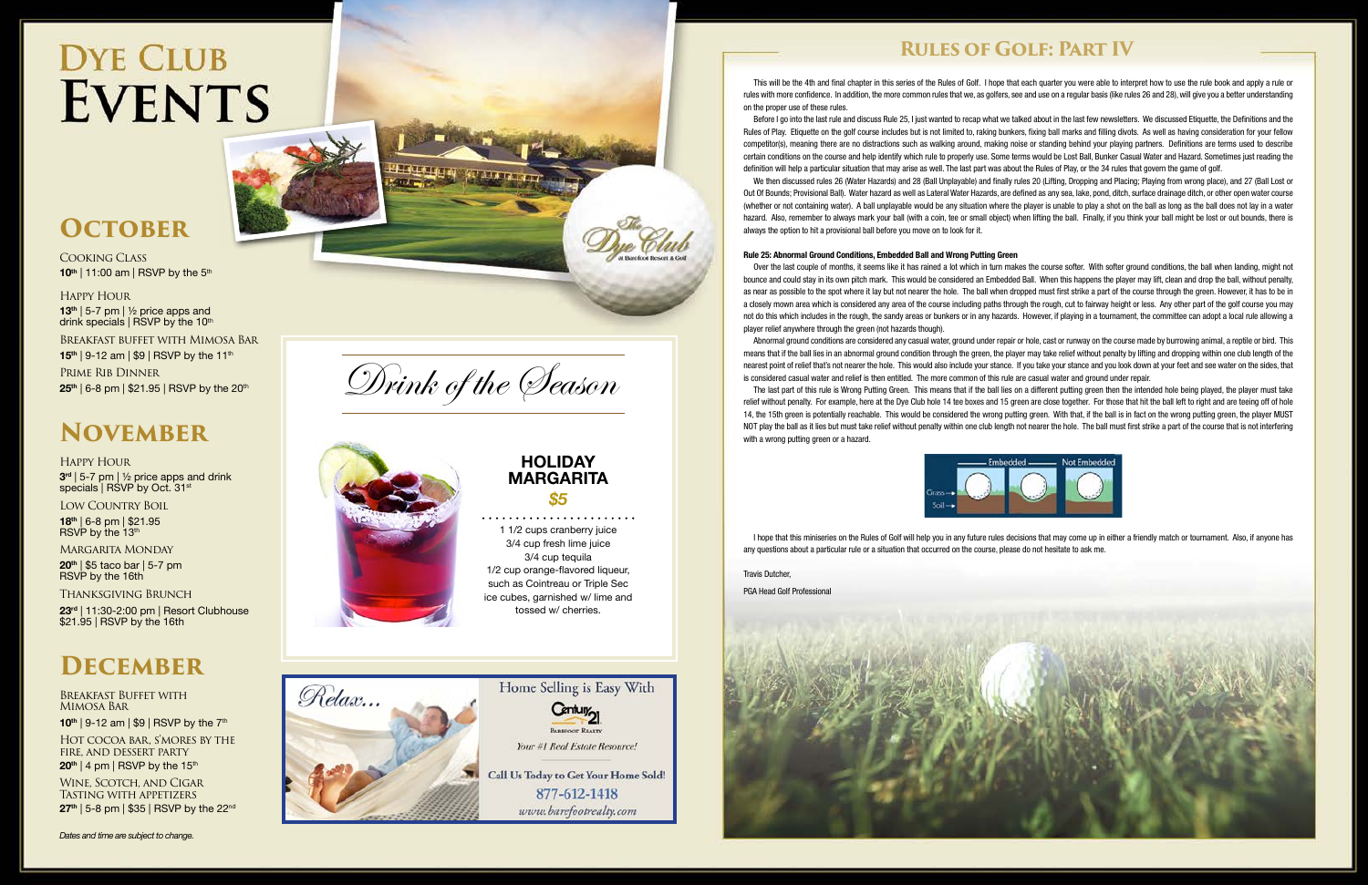# Dye Club Events

## October

Cooking Class
**10th** | 11:00 am | RSVP by the 5th

Happy Hour
**13th** | 5-7 pm | ½ price apps and drink specials | RSVP by the 10th

Breakfast Buffet with Mimosa Bar
**15th** | 9-12 am | $9 | RSVP by the 11th

Prime Rib Dinner
**25th** | 6-8 pm | $21.95 | RSVP by the 20th

## November

Happy Hour
**3rd** | 5-7 pm | ½ price apps and drink specials | RSVP by Oct. 31st

Low Country Boil
**18th** | 6-8 pm | $21.95
RSVP by the 13th

Margarita Monday
**20th** | $5 taco bar | 5-7 pm
RSVP by the 16th

Thanksgiving Brunch
**23rd** | 11:30-2:00 pm | Resort Clubhouse
$21.95 | RSVP by the 16th

## December

Breakfast Buffet with Mimosa Bar
**10th** | 9-12 am | $9 | RSVP by the 7th

Hot Cocoa Bar, S'mores by the Fire, and Dessert Party
**20th** | 4 pm | RSVP by the 15th

Wine, Scotch, and Cigar Tasting with Appetizers
**27th** | 5-8 pm | $35 | RSVP by the 22nd

*Dates and time are subject to change.*

## *Drink of the Season*

### HOLIDAY MARGARITA

***$5***

1 1/2 cups cranberry juice
3/4 cup fresh lime juice
3/4 cup tequila
1/2 cup orange-flavored liqueur, such as Cointreau or Triple Sec
ice cubes, garnished w/ lime and tossed w/ cherries.

*Relax...*

Home Selling is Easy With Century 21 Barefoot Realty

*Your #1 Real Estate Resource!*

**Call Us Today to Get Your Home Sold!**

877-612-1418

*www.barefootrealty.com*

## Rules of Golf: Part IV

This will be the 4th and final chapter in this series of the Rules of Golf. I hope that each quarter you were able to interpret how to use the rule book and apply a rule or rules with more confidence. In addition, the more common rules that we, as golfers, see and use on a regular basis (like rules 26 and 28), will give you a better understanding on the proper use of these rules.

Before I go into the last rule and discuss Rule 25, I just wanted to recap what we talked about in the last few newsletters. We discussed Etiquette, the Definitions and the Rules of Play. Etiquette on the golf course includes but is not limited to, raking bunkers, fixing ball marks and filling divots. As well as having consideration for your fellow competitor(s), meaning there are no distractions such as walking around, making noise or standing behind your playing partners. Definitions are terms used to describe certain conditions on the course and help identify which rule to properly use. Some terms would be Lost Ball, Bunker Casual Water and Hazard. Sometimes just reading the definition will help a particular situation that may arise as well. The last part was about the Rules of Play, or the 34 rules that govern the game of golf.

We then discussed rules 26 (Water Hazards) and 28 (Ball Unplayable) and finally rules 20 (Lifting, Dropping and Placing; Playing from wrong place), and 27 (Ball Lost or Out Of Bounds; Provisional Ball). Water hazard as well as Lateral Water Hazards, are defined as any sea, lake, pond, ditch, surface drainage ditch, or other open water course (whether or not containing water). A ball unplayable would be any situation where the player is unable to play a shot on the ball as long as the ball does not lay in a water hazard. Also, remember to always mark your ball (with a coin, tee or small object) when lifting the ball. Finally, if you think your ball might be lost or out bounds, there is always the option to hit a provisional ball before you move on to look for it.

**Rule 25: Abnormal Ground Conditions, Embedded Ball and Wrong Putting Green**

Over the last couple of months, it seems like it has rained a lot which in turn makes the course softer. With softer ground conditions, the ball when landing, might not bounce and could stay in its own pitch mark. This would be considered an Embedded Ball. When this happens the player may lift, clean and drop the ball, without penalty, as near as possible to the spot where it lay but not nearer the hole. The ball when dropped must first strike a part of the course through the green. However, it has to be in a closely mown area which is considered any area of the course including paths through the rough, cut to fairway height or less. Any other part of the golf course you may not do this which includes in the rough, the sandy areas or bunkers or in any hazards. However, if playing in a tournament, the committee can adopt a local rule allowing a player relief anywhere through the green (not hazards though).

Abnormal ground conditions are considered any casual water, ground under repair or hole, cast or runway on the course made by burrowing animal, a reptile or bird. This means that if the ball lies in an abnormal ground condition through the green, the player may take relief without penalty by lifting and dropping within one club length of the nearest point of relief that's not nearer the hole. This would also include your stance. If you take your stance and you look down at your feet and see water on the sides, that is considered casual water and relief is then entitled. The more common of this rule are casual water and ground under repair.

The last part of this rule is Wrong Putting Green. This means that if the ball lies on a different putting green then the intended hole being played, the player must take relief without penalty. For example, here at the Dye Club hole 14 tee boxes and 15 green are close together. For those that hit the ball left to right and are teeing off of hole 14, the 15th green is potentially reachable. This would be considered the wrong putting green. With that, if the ball is in fact on the wrong putting green, the player MUST NOT play the ball as it lies but must take relief without penalty within one club length not nearer the hole. The ball must first strike a part of the course that is not interfering with a wrong putting green or a hazard.

Embedded — Not Embedded
Grass
Soil

I hope that this miniseries on the Rules of Golf will help you in any future rules decisions that may come up in either a friendly match or tournament. Also, if anyone has any questions about a particular rule or a situation that occurred on the course, please do not hesitate to ask me.

Travis Dutcher,

PGA Head Golf Professional